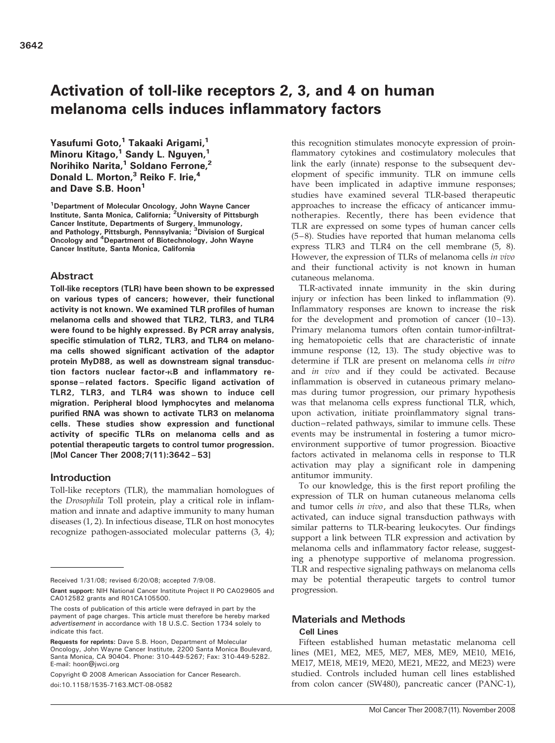# Activation of toll-like receptors 2, 3, and 4 on human melanoma cells induces inflammatory factors

**Yasufumi Goto,[1] Takaaki Arigami,[1] Minoru Kitago,[1] Sandy L. Nguyen,[1] Norihiko Narita,[1] Soldano Ferrone,[2] Donald L. Morton,[3] Reiko F. Irie,[4] and Dave S.B. Hoon[1]**

[1]Department of Molecular Oncology, John Wayne Cancer Institute, Santa Monica, California; [2]University of Pittsburgh Cancer Institute, Departments of Surgery, Immunology, and Pathology, Pittsburgh, Pennsylvania; [3]Division of Surgical Oncology and [4]Department of Biotechnology, John Wayne Cancer Institute, Santa Monica, California

## Abstract

**Toll-like receptors (TLR) have been shown to be expressed on various types of cancers; however, their functional activity is not known. We examined TLR profiles of human melanoma cells and showed that TLR2, TLR3, and TLR4 were found to be highly expressed. By PCR array analysis, specific stimulation of TLR2, TLR3, and TLR4 on melanoma cells showed significant activation of the adaptor protein MyD88, as well as downstream signal transduction factors nuclear factor-κB and inflammatory response–related factors. Specific ligand activation of TLR2, TLR3, and TLR4 was shown to induce cell migration. Peripheral blood lymphocytes and melanoma purified RNA was shown to activate TLR3 on melanoma cells. These studies show expression and functional activity of specific TLRs on melanoma cells and as potential therapeutic targets to control tumor progression. [Mol Cancer Ther 2008;7(11):3642–53]**

## Introduction

Toll-like receptors (TLR), the mammalian homologues of the *Drosophila* Toll protein, play a critical role in inflammation and innate and adaptive immunity to many human diseases (1, 2). In infectious disease, TLR on host monocytes recognize pathogen-associated molecular patterns (3, 4); this recognition stimulates monocyte expression of proinflammatory cytokines and costimulatory molecules that link the early (innate) response to the subsequent development of specific immunity. TLR on immune cells have been implicated in adaptive immune responses; studies have examined several TLR-based therapeutic approaches to increase the efficacy of anticancer immunotherapies. Recently, there has been evidence that TLR are expressed on some types of human cancer cells (5–8). Studies have reported that human melanoma cells express TLR3 and TLR4 on the cell membrane (5, 8). However, the expression of TLRs of melanoma cells *in vivo* and their functional activity is not known in human cutaneous melanoma.

TLR-activated innate immunity in the skin during injury or infection has been linked to inflammation (9). Inflammatory responses are known to increase the risk for the development and promotion of cancer (10–13). Primary melanoma tumors often contain tumor-infiltrating hematopoietic cells that are characteristic of innate immune response (12, 13). The study objective was to determine if TLR are present on melanoma cells *in vitro* and *in vivo* and if they could be activated. Because inflammation is observed in cutaneous primary melanomas during tumor progression, our primary hypothesis was that melanoma cells express functional TLR, which, upon activation, initiate proinflammatory signal transduction–related pathways, similar to immune cells. These events may be instrumental in fostering a tumor microenvironment supportive of tumor progression. Bioactive factors activated in melanoma cells in response to TLR activation may play a significant role in dampening antitumor immunity.

To our knowledge, this is the first report profiling the expression of TLR on human cutaneous melanoma cells and tumor cells *in vivo*, and also that these TLRs, when activated, can induce signal transduction pathways with similar patterns to TLR-bearing leukocytes. Our findings support a link between TLR expression and activation by melanoma cells and inflammatory factor release, suggesting a phenotype supportive of melanoma progression. TLR and respective signaling pathways on melanoma cells may be potential therapeutic targets to control tumor progression.

## Materials and Methods

### Cell Lines

Fifteen established human metastatic melanoma cell lines (ME1, ME2, ME5, ME7, ME8, ME9, ME10, ME16, ME17, ME18, ME19, ME20, ME21, ME22, and ME23) were studied. Controls included human cell lines established from colon cancer (SW480), pancreatic cancer (PANC-1),

---

Received 1/31/08; revised 6/20/08; accepted 7/9/08.

**Grant support:** NIH National Cancer Institute Project II P0 CA029605 and CA012582 grants and R01CA105500.

The costs of publication of this article were defrayed in part by the payment of page charges. This article must therefore be hereby marked *advertisement* in accordance with 18 U.S.C. Section 1734 solely to indicate this fact.

**Requests for reprints:** Dave S.B. Hoon, Department of Molecular Oncology, John Wayne Cancer Institute, 2200 Santa Monica Boulevard, Santa Monica, CA 90404. Phone: 310-449-5267; Fax: 310-449-5282. E-mail: hoon@jwci.org

Copyright © 2008 American Association for Cancer Research.

doi:10.1158/1535-7163.MCT-08-0582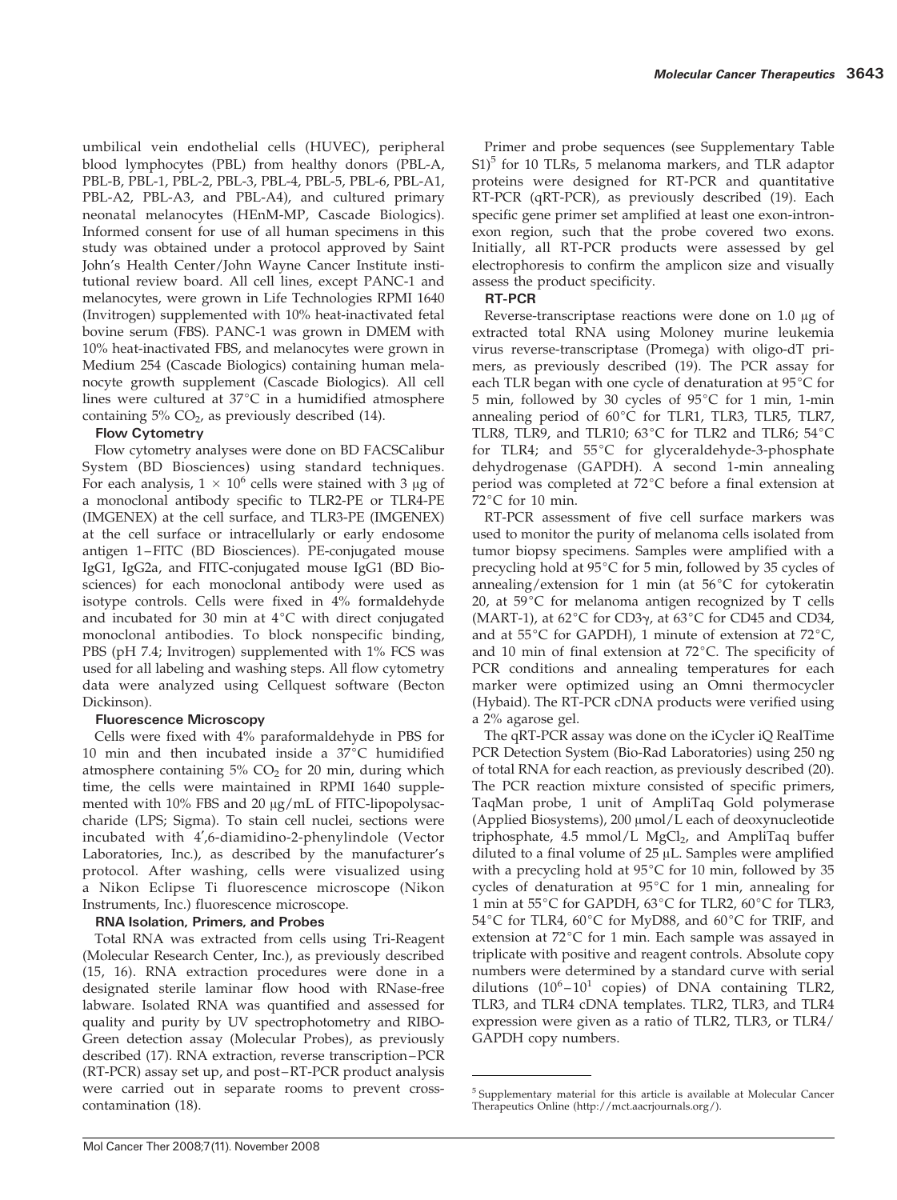umbilical vein endothelial cells (HUVEC), peripheral blood lymphocytes (PBL) from healthy donors (PBL-A, PBL-B, PBL-1, PBL-2, PBL-3, PBL-4, PBL-5, PBL-6, PBL-A1, PBL-A2, PBL-A3, and PBL-A4), and cultured primary neonatal melanocytes (HEnM-MP, Cascade Biologics). Informed consent for use of all human specimens in this study was obtained under a protocol approved by Saint John's Health Center/John Wayne Cancer Institute institutional review board. All cell lines, except PANC-1 and melanocytes, were grown in Life Technologies RPMI 1640 (Invitrogen) supplemented with 10% heat-inactivated fetal bovine serum (FBS). PANC-1 was grown in DMEM with 10% heat-inactivated FBS, and melanocytes were grown in Medium 254 (Cascade Biologics) containing human melanocyte growth supplement (Cascade Biologics). All cell lines were cultured at 37°C in a humidified atmosphere containing 5% $CO_2$, as previously described (14).

### Flow Cytometry

Flow cytometry analyses were done on BD FACSCalibur System (BD Biosciences) using standard techniques. For each analysis, $1 \times 10^6$ cells were stained with 3 μg of a monoclonal antibody specific to TLR2-PE or TLR4-PE (IMGENEX) at the cell surface, and TLR3-PE (IMGENEX) at the cell surface or intracellularly or early endosome antigen 1–FITC (BD Biosciences). PE-conjugated mouse IgG1, IgG2a, and FITC-conjugated mouse IgG1 (BD Biosciences) for each monoclonal antibody were used as isotype controls. Cells were fixed in 4% formaldehyde and incubated for 30 min at 4°C with direct conjugated monoclonal antibodies. To block nonspecific binding, PBS (pH 7.4; Invitrogen) supplemented with 1% FCS was used for all labeling and washing steps. All flow cytometry data were analyzed using Cellquest software (Becton Dickinson).

### Fluorescence Microscopy

Cells were fixed with 4% paraformaldehyde in PBS for 10 min and then incubated inside a 37°C humidified atmosphere containing 5% $CO_2$ for 20 min, during which time, the cells were maintained in RPMI 1640 supplemented with 10% FBS and 20 μg/mL of FITC-lipopolysaccharide (LPS; Sigma). To stain cell nuclei, sections were incubated with 4′,6-diamidino-2-phenylindole (Vector Laboratories, Inc.), as described by the manufacturer's protocol. After washing, cells were visualized using a Nikon Eclipse Ti fluorescence microscope (Nikon Instruments, Inc.) fluorescence microscope.

### RNA Isolation, Primers, and Probes

Total RNA was extracted from cells using Tri-Reagent (Molecular Research Center, Inc.), as previously described (15, 16). RNA extraction procedures were done in a designated sterile laminar flow hood with RNase-free labware. Isolated RNA was quantified and assessed for quality and purity by UV spectrophotometry and RIBOGreen detection assay (Molecular Probes), as previously described (17). RNA extraction, reverse transcription–PCR (RT-PCR) assay set up, and post–RT-PCR product analysis were carried out in separate rooms to prevent cross-contamination (18).

Primer and probe sequences (see Supplementary Table S1)[5] for 10 TLRs, 5 melanoma markers, and TLR adaptor proteins were designed for RT-PCR and quantitative RT-PCR (qRT-PCR), as previously described (19). Each specific gene primer set amplified at least one exon-intron-exon region, such that the probe covered two exons. Initially, all RT-PCR products were assessed by gel electrophoresis to confirm the amplicon size and visually assess the product specificity.

### RT-PCR

Reverse-transcriptase reactions were done on 1.0 μg of extracted total RNA using Moloney murine leukemia virus reverse-transcriptase (Promega) with oligo-dT primers, as previously described (19). The PCR assay for each TLR began with one cycle of denaturation at 95°C for 5 min, followed by 30 cycles of 95°C for 1 min, 1-min annealing period of 60°C for TLR1, TLR3, TLR5, TLR7, TLR8, TLR9, and TLR10; 63°C for TLR2 and TLR6; 54°C for TLR4; and 55°C for glyceraldehyde-3-phosphate dehydrogenase (GAPDH). A second 1-min annealing period was completed at 72°C before a final extension at 72°C for 10 min.

RT-PCR assessment of five cell surface markers was used to monitor the purity of melanoma cells isolated from tumor biopsy specimens. Samples were amplified with a precycling hold at 95°C for 5 min, followed by 35 cycles of annealing/extension for 1 min (at 56°C for cytokeratin 20, at 59°C for melanoma antigen recognized by T cells (MART-1), at 62°C for CD3γ, at 63°C for CD45 and CD34, and at 55°C for GAPDH), 1 minute of extension at 72°C, and 10 min of final extension at 72°C. The specificity of PCR conditions and annealing temperatures for each marker were optimized using an Omni thermocycler (Hybaid). The RT-PCR cDNA products were verified using a 2% agarose gel.

The qRT-PCR assay was done on the iCycler iQ RealTime PCR Detection System (Bio-Rad Laboratories) using 250 ng of total RNA for each reaction, as previously described (20). The PCR reaction mixture consisted of specific primers, TaqMan probe, 1 unit of AmpliTaq Gold polymerase (Applied Biosystems), 200 μmol/L each of deoxynucleotide triphosphate, 4.5 mmol/L $MgCl_2$, and AmpliTaq buffer diluted to a final volume of 25 μL. Samples were amplified with a precycling hold at 95°C for 10 min, followed by 35 cycles of denaturation at 95°C for 1 min, annealing for 1 min at 55°C for GAPDH, 63°C for TLR2, 60°C for TLR3, 54°C for TLR4, 60°C for MyD88, and 60°C for TRIF, and extension at 72°C for 1 min. Each sample was assayed in triplicate with positive and reagent controls. Absolute copy numbers were determined by a standard curve with serial dilutions ($10^6$–$10^1$ copies) of DNA containing TLR2, TLR3, and TLR4 cDNA templates. TLR2, TLR3, and TLR4 expression were given as a ratio of TLR2, TLR3, or TLR4/GAPDH copy numbers.

---

[5] Supplementary material for this article is available at Molecular Cancer Therapeutics Online (http://mct.aacrjournals.org/).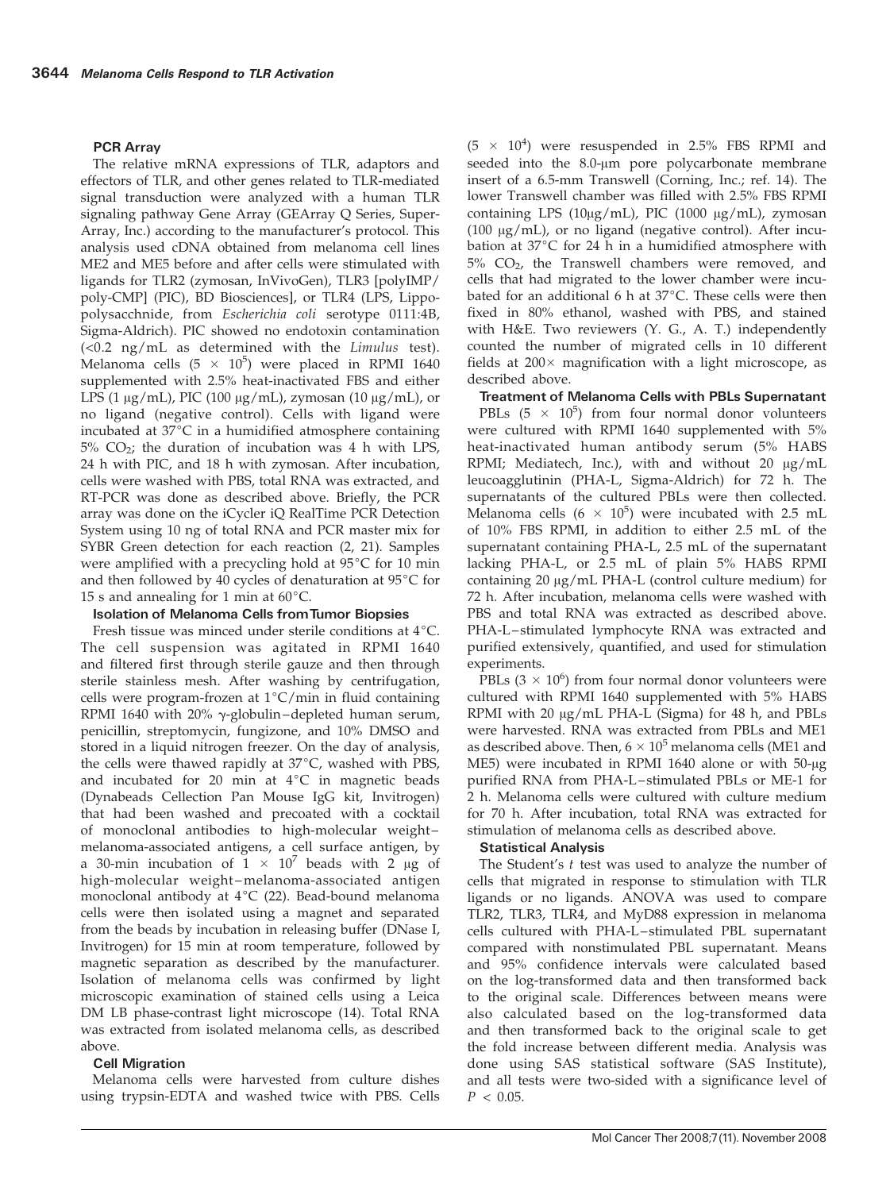### PCR Array

The relative mRNA expressions of TLR, adaptors and effectors of TLR, and other genes related to TLR-mediated signal transduction were analyzed with a human TLR signaling pathway Gene Array (GEArray Q Series, SuperArray, Inc.) according to the manufacturer's protocol. This analysis used cDNA obtained from melanoma cell lines ME2 and ME5 before and after cells were stimulated with ligands for TLR2 (zymosan, InVivoGen), TLR3 [polyIMP/poly-CMP] (PIC), BD Biosciences], or TLR4 (LPS, Lippopolysacchnide, from *Escherichia coli* serotype 0111:4B, Sigma-Aldrich). PIC showed no endotoxin contamination (<0.2 ng/mL as determined with the *Limulus* test). Melanoma cells ($5 \times 10^5$) were placed in RPMI 1640 supplemented with 2.5% heat-inactivated FBS and either LPS (1 μg/mL), PIC (100 μg/mL), zymosan (10 μg/mL), or no ligand (negative control). Cells with ligand were incubated at 37°C in a humidified atmosphere containing 5% $CO_2$; the duration of incubation was 4 h with LPS, 24 h with PIC, and 18 h with zymosan. After incubation, cells were washed with PBS, total RNA was extracted, and RT-PCR was done as described above. Briefly, the PCR array was done on the iCycler iQ RealTime PCR Detection System using 10 ng of total RNA and PCR master mix for SYBR Green detection for each reaction (2, 21). Samples were amplified with a precycling hold at 95°C for 10 min and then followed by 40 cycles of denaturation at 95°C for 15 s and annealing for 1 min at 60°C.

### Isolation of Melanoma Cells from Tumor Biopsies

Fresh tissue was minced under sterile conditions at 4°C. The cell suspension was agitated in RPMI 1640 and filtered first through sterile gauze and then through sterile stainless mesh. After washing by centrifugation, cells were program-frozen at 1°C/min in fluid containing RPMI 1640 with 20% γ-globulin–depleted human serum, penicillin, streptomycin, fungizone, and 10% DMSO and stored in a liquid nitrogen freezer. On the day of analysis, the cells were thawed rapidly at 37°C, washed with PBS, and incubated for 20 min at 4°C in magnetic beads (Dynabeads Cellection Pan Mouse IgG kit, Invitrogen) that had been washed and precoated with a cocktail of monoclonal antibodies to high-molecular weight–melanoma-associated antigens, a cell surface antigen, by a 30-min incubation of $1 \times 10^7$ beads with 2 μg of high-molecular weight–melanoma-associated antigen monoclonal antibody at 4°C (22). Bead-bound melanoma cells were then isolated using a magnet and separated from the beads by incubation in releasing buffer (DNase I, Invitrogen) for 15 min at room temperature, followed by magnetic separation as described by the manufacturer. Isolation of melanoma cells was confirmed by light microscopic examination of stained cells using a Leica DM LB phase-contrast light microscope (14). Total RNA was extracted from isolated melanoma cells, as described above.

### Cell Migration

Melanoma cells were harvested from culture dishes using trypsin-EDTA and washed twice with PBS. Cells ($5 \times 10^4$) were resuspended in 2.5% FBS RPMI and seeded into the 8.0-μm pore polycarbonate membrane insert of a 6.5-mm Transwell (Corning, Inc.; ref. 14). The lower Transwell chamber was filled with 2.5% FBS RPMI containing LPS (10μg/mL), PIC (1000 μg/mL), zymosan (100 μg/mL), or no ligand (negative control). After incubation at 37°C for 24 h in a humidified atmosphere with 5% $CO_2$, the Transwell chambers were removed, and cells that had migrated to the lower chamber were incubated for an additional 6 h at 37°C. These cells were then fixed in 80% ethanol, washed with PBS, and stained with H&E. Two reviewers (Y. G., A. T.) independently counted the number of migrated cells in 10 different fields at 200× magnification with a light microscope, as described above.

### Treatment of Melanoma Cells with PBLs Supernatant

PBLs ($5 \times 10^5$) from four normal donor volunteers were cultured with RPMI 1640 supplemented with 5% heat-inactivated human antibody serum (5% HABS RPMI; Mediatech, Inc.), with and without 20 μg/mL leucoagglutinin (PHA-L, Sigma-Aldrich) for 72 h. The supernatants of the cultured PBLs were then collected. Melanoma cells ($6 \times 10^5$) were incubated with 2.5 mL of 10% FBS RPMI, in addition to either 2.5 mL of the supernatant containing PHA-L, 2.5 mL of the supernatant lacking PHA-L, or 2.5 mL of plain 5% HABS RPMI containing 20 μg/mL PHA-L (control culture medium) for 72 h. After incubation, melanoma cells were washed with PBS and total RNA was extracted as described above. PHA-L–stimulated lymphocyte RNA was extracted and purified extensively, quantified, and used for stimulation experiments.

PBLs ($3 \times 10^6$) from four normal donor volunteers were cultured with RPMI 1640 supplemented with 5% HABS RPMI with 20 μg/mL PHA-L (Sigma) for 48 h, and PBLs were harvested. RNA was extracted from PBLs and ME1 as described above. Then, $6 \times 10^5$ melanoma cells (ME1 and ME5) were incubated in RPMI 1640 alone or with 50-μg purified RNA from PHA-L–stimulated PBLs or ME-1 for 2 h. Melanoma cells were cultured with culture medium for 70 h. After incubation, total RNA was extracted for stimulation of melanoma cells as described above.

### Statistical Analysis

The Student's *t* test was used to analyze the number of cells that migrated in response to stimulation with TLR ligands or no ligands. ANOVA was used to compare TLR2, TLR3, TLR4, and MyD88 expression in melanoma cells cultured with PHA-L–stimulated PBL supernatant compared with nonstimulated PBL supernatant. Means and 95% confidence intervals were calculated based on the log-transformed data and then transformed back to the original scale. Differences between means were also calculated based on the log-transformed data and then transformed back to the original scale to get the fold increase between different media. Analysis was done using SAS statistical software (SAS Institute), and all tests were two-sided with a significance level of $P < 0.05$.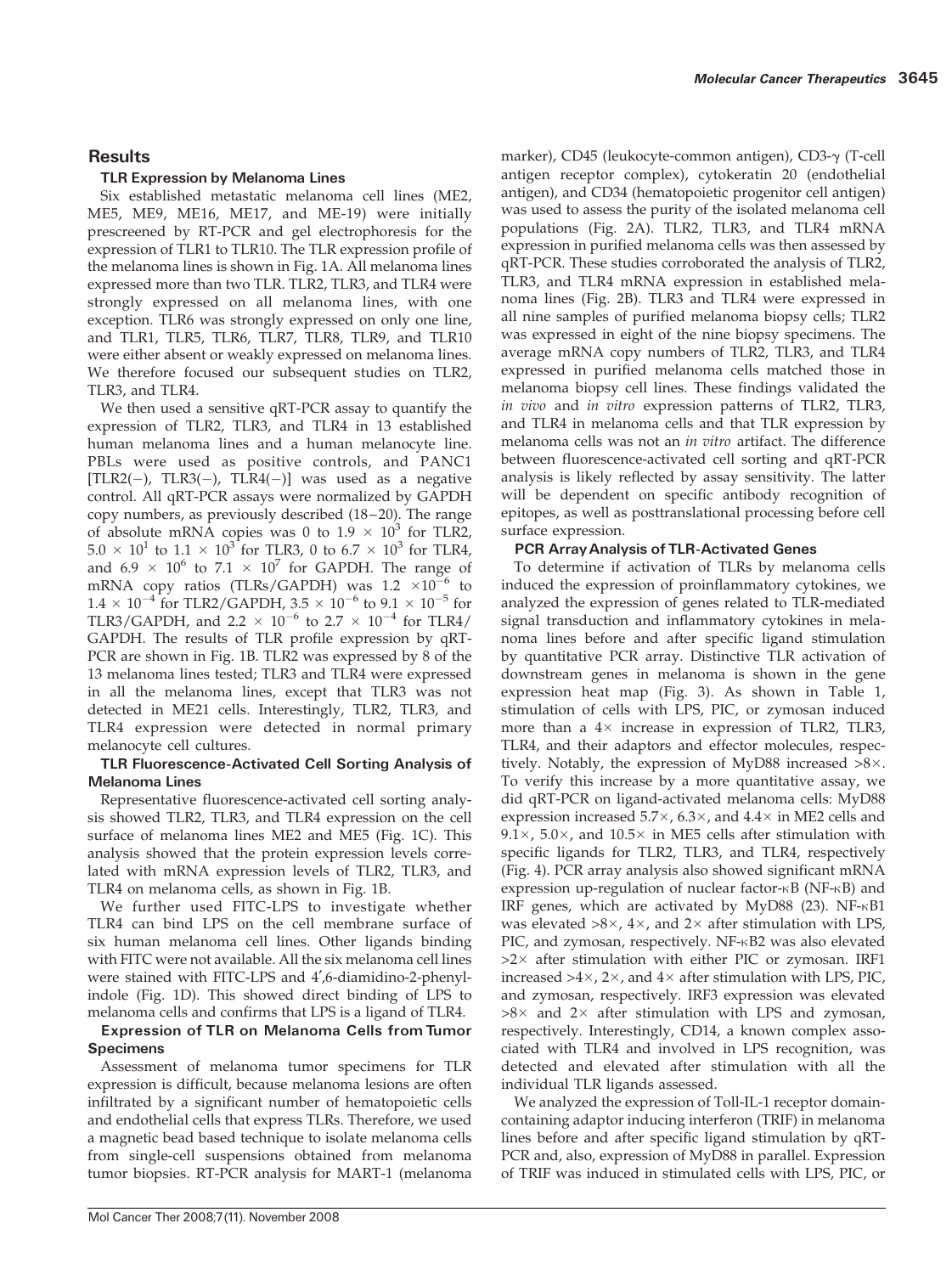## Results

### TLR Expression by Melanoma Lines

Six established metastatic melanoma cell lines (ME2, ME5, ME9, ME16, ME17, and ME-19) were initially prescreened by RT-PCR and gel electrophoresis for the expression of TLR1 to TLR10. The TLR expression profile of the melanoma lines is shown in Fig. 1A. All melanoma lines expressed more than two TLR. TLR2, TLR3, and TLR4 were strongly expressed on all melanoma lines, with one exception. TLR6 was strongly expressed on only one line, and TLR1, TLR5, TLR6, TLR7, TLR8, TLR9, and TLR10 were either absent or weakly expressed on melanoma lines. We therefore focused our subsequent studies on TLR2, TLR3, and TLR4.

We then used a sensitive qRT-PCR assay to quantify the expression of TLR2, TLR3, and TLR4 in 13 established human melanoma lines and a human melanocyte line. PBLs were used as positive controls, and PANC1 [TLR2(−), TLR3(−), TLR4(−)] was used as a negative control. All qRT-PCR assays were normalized by GAPDH copy numbers, as previously described (18–20). The range of absolute mRNA copies was 0 to $1.9 \times 10^3$ for TLR2, $5.0 \times 10^1$ to $1.1 \times 10^3$ for TLR3, 0 to $6.7 \times 10^3$ for TLR4, and $6.9 \times 10^6$ to $7.1 \times 10^7$ for GAPDH. The range of mRNA copy ratios (TLRs/GAPDH) was $1.2 \times 10^{-6}$ to $1.4 \times 10^{-4}$ for TLR2/GAPDH, $3.5 \times 10^{-6}$ to $9.1 \times 10^{-5}$ for TLR3/GAPDH, and $2.2 \times 10^{-6}$ to $2.7 \times 10^{-4}$ for TLR4/GAPDH. The results of TLR profile expression by qRT-PCR are shown in Fig. 1B. TLR2 was expressed by 8 of the 13 melanoma lines tested; TLR3 and TLR4 were expressed in all the melanoma lines, except that TLR3 was not detected in ME21 cells. Interestingly, TLR2, TLR3, and TLR4 expression were detected in normal primary melanocyte cell cultures.

### TLR Fluorescence-Activated Cell Sorting Analysis of Melanoma Lines

Representative fluorescence-activated cell sorting analysis showed TLR2, TLR3, and TLR4 expression on the cell surface of melanoma lines ME2 and ME5 (Fig. 1C). This analysis showed that the protein expression levels correlated with mRNA expression levels of TLR2, TLR3, and TLR4 on melanoma cells, as shown in Fig. 1B.

We further used FITC-LPS to investigate whether TLR4 can bind LPS on the cell membrane surface of six human melanoma cell lines. Other ligands binding with FITC were not available. All the six melanoma cell lines were stained with FITC-LPS and 4′,6-diamidino-2-phenylindole (Fig. 1D). This showed direct binding of LPS to melanoma cells and confirms that LPS is a ligand of TLR4.

### Expression of TLR on Melanoma Cells from Tumor Specimens

Assessment of melanoma tumor specimens for TLR expression is difficult, because melanoma lesions are often infiltrated by a significant number of hematopoietic cells and endothelial cells that express TLRs. Therefore, we used a magnetic bead based technique to isolate melanoma cells from single-cell suspensions obtained from melanoma tumor biopsies. RT-PCR analysis for MART-1 (melanoma marker), CD45 (leukocyte-common antigen), CD3-γ (T-cell antigen receptor complex), cytokeratin 20 (endothelial antigen), and CD34 (hematopoietic progenitor cell antigen) was used to assess the purity of the isolated melanoma cell populations (Fig. 2A). TLR2, TLR3, and TLR4 mRNA expression in purified melanoma cells was then assessed by qRT-PCR. These studies corroborated the analysis of TLR2, TLR3, and TLR4 mRNA expression in established melanoma lines (Fig. 2B). TLR3 and TLR4 were expressed in all nine samples of purified melanoma biopsy cells; TLR2 was expressed in eight of the nine biopsy specimens. The average mRNA copy numbers of TLR2, TLR3, and TLR4 expressed in purified melanoma cells matched those in melanoma biopsy cell lines. These findings validated the *in vivo* and *in vitro* expression patterns of TLR2, TLR3, and TLR4 in melanoma cells and that TLR expression by melanoma cells was not an *in vitro* artifact. The difference between fluorescence-activated cell sorting and qRT-PCR analysis is likely reflected by assay sensitivity. The latter will be dependent on specific antibody recognition of epitopes, as well as posttranslational processing before cell surface expression.

### PCR Array Analysis of TLR-Activated Genes

To determine if activation of TLRs by melanoma cells induced the expression of proinflammatory cytokines, we analyzed the expression of genes related to TLR-mediated signal transduction and inflammatory cytokines in melanoma lines before and after specific ligand stimulation by quantitative PCR array. Distinctive TLR activation of downstream genes in melanoma is shown in the gene expression heat map (Fig. 3). As shown in Table 1, stimulation of cells with LPS, PIC, or zymosan induced more than a 4× increase in expression of TLR2, TLR3, TLR4, and their adaptors and effector molecules, respectively. Notably, the expression of MyD88 increased >8×. To verify this increase by a more quantitative assay, we did qRT-PCR on ligand-activated melanoma cells: MyD88 expression increased 5.7×, 6.3×, and 4.4× in ME2 cells and 9.1×, 5.0×, and 10.5× in ME5 cells after stimulation with specific ligands for TLR2, TLR3, and TLR4, respectively (Fig. 4). PCR array analysis also showed significant mRNA expression up-regulation of nuclear factor-κB (NF-κB) and IRF genes, which are activated by MyD88 (23). NF-κB1 was elevated >8×, 4×, and 2× after stimulation with LPS, PIC, and zymosan, respectively. NF-κB2 was also elevated >2× after stimulation with either PIC or zymosan. IRF1 increased >4×, 2×, and 4× after stimulation with LPS, PIC, and zymosan, respectively. IRF3 expression was elevated >8× and 2× after stimulation with LPS and zymosan, respectively. Interestingly, CD14, a known complex associated with TLR4 and involved in LPS recognition, was detected and elevated after stimulation with all the individual TLR ligands assessed.

We analyzed the expression of Toll-IL-1 receptor domain-containing adaptor inducing interferon (TRIF) in melanoma lines before and after specific ligand stimulation by qRT-PCR and, also, expression of MyD88 in parallel. Expression of TRIF was induced in stimulated cells with LPS, PIC, or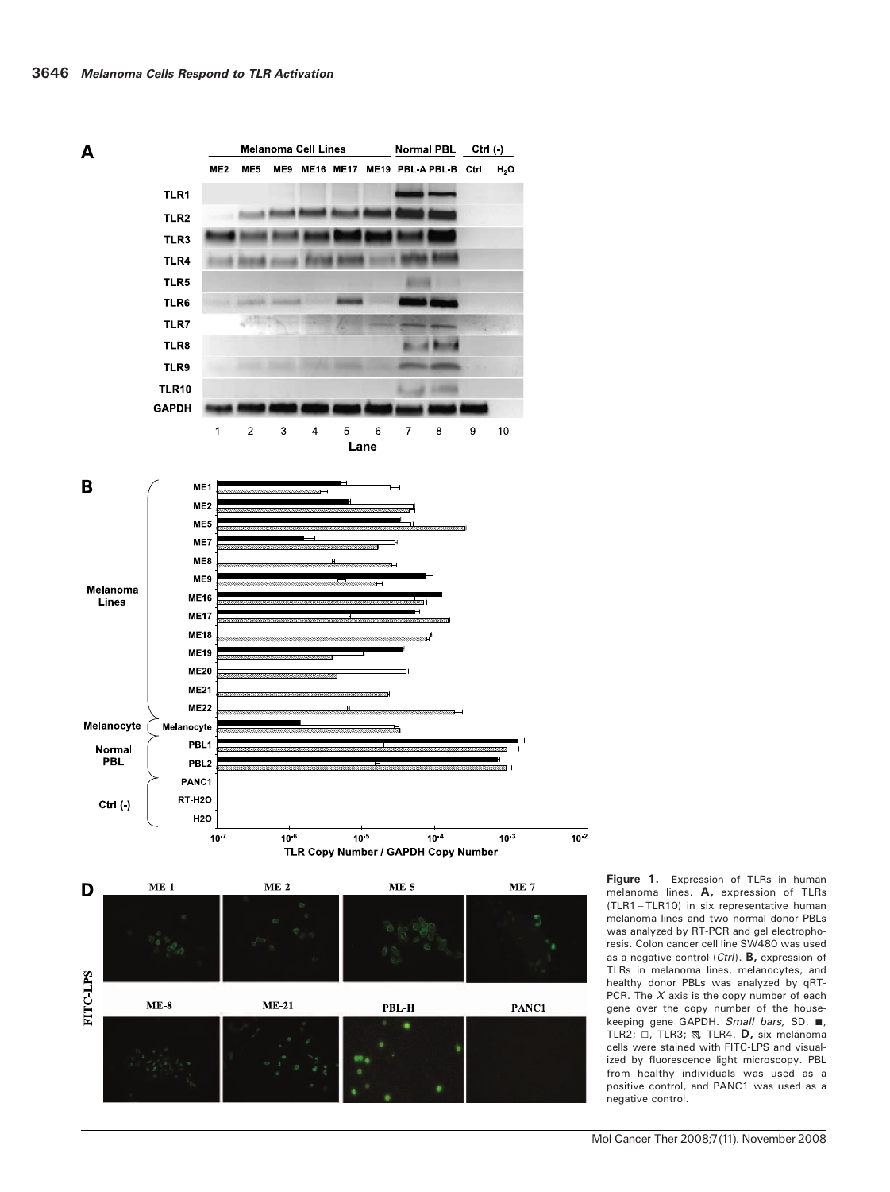**Figure 1.** Expression of TLRs in human melanoma lines. **A,** expression of TLRs (TLR1 – TLR10) in six representative human melanoma lines and two normal donor PBLs was analyzed by RT-PCR and gel electrophoresis. Colon cancer cell line SW480 was used as a negative control (*Ctrl*). **B,** expression of TLRs in melanoma lines, melanocytes, and healthy donor PBLs was analyzed by qRT-PCR. The *X* axis is the copy number of each gene over the copy number of the housekeeping gene GAPDH. *Small bars,* SD. ■, TLR2; □, TLR3; ▧, TLR4. **D,** six melanoma cells were stained with FITC-LPS and visualized by fluorescence light microscopy. PBL from healthy individuals was used as a positive control, and PANC1 was used as a negative control.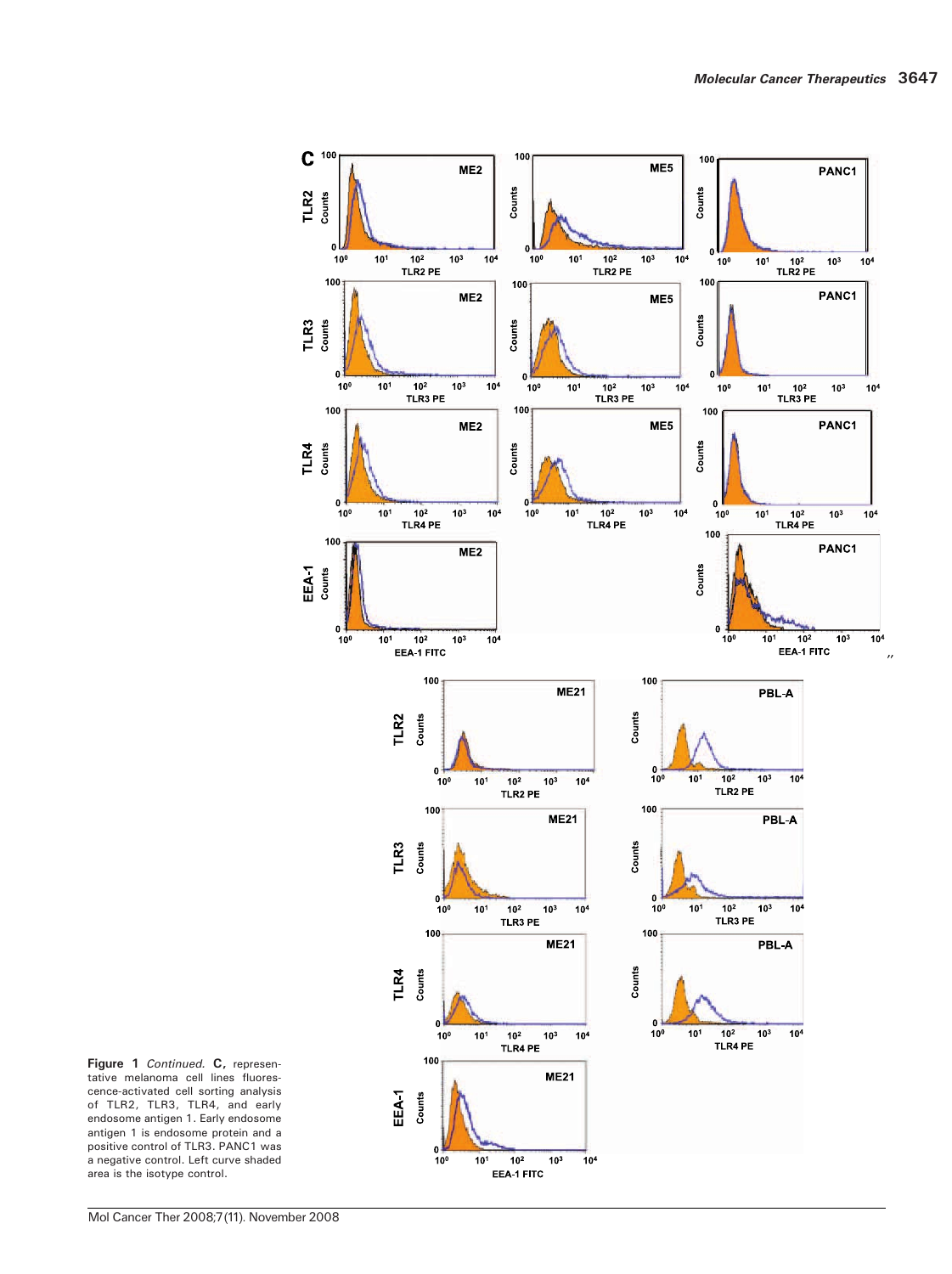**Figure 1** *Continued.* **C,** representative melanoma cell lines fluorescence-activated cell sorting analysis of TLR2, TLR3, TLR4, and early endosome antigen 1. Early endosome antigen 1 is endosome protein and a positive control of TLR3. PANC1 was a negative control. Left curve shaded area is the isotype control.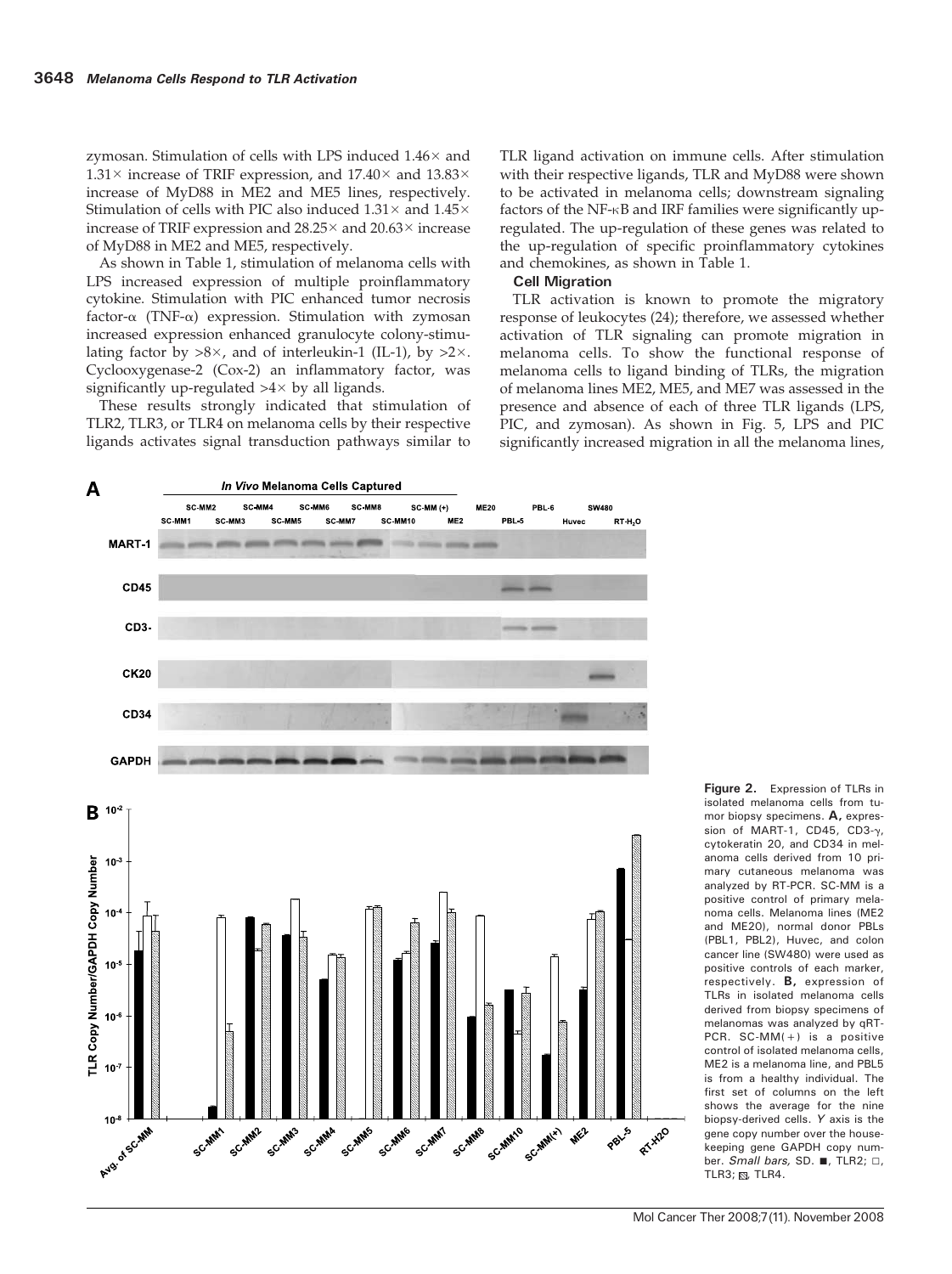zymosan. Stimulation of cells with LPS induced 1.46× and 1.31× increase of TRIF expression, and 17.40× and 13.83× increase of MyD88 in ME2 and ME5 lines, respectively. Stimulation of cells with PIC also induced 1.31× and 1.45× increase of TRIF expression and 28.25× and 20.63× increase of MyD88 in ME2 and ME5, respectively.

As shown in Table 1, stimulation of melanoma cells with LPS increased expression of multiple proinflammatory cytokine. Stimulation with PIC enhanced tumor necrosis factor-α (TNF-α) expression. Stimulation with zymosan increased expression enhanced granulocyte colony-stimulating factor by >8×, and of interleukin-1 (IL-1), by >2×. Cyclooxygenase-2 (Cox-2) an inflammatory factor, was significantly up-regulated >4× by all ligands.

These results strongly indicated that stimulation of TLR2, TLR3, or TLR4 on melanoma cells by their respective ligands activates signal transduction pathways similar to TLR ligand activation on immune cells. After stimulation with their respective ligands, TLR and MyD88 were shown to be activated in melanoma cells; downstream signaling factors of the NF-κB and IRF families were significantly up-regulated. The up-regulation of these genes was related to the up-regulation of specific proinflammatory cytokines and chemokines, as shown in Table 1.

### Cell Migration

TLR activation is known to promote the migratory response of leukocytes (24); therefore, we assessed whether activation of TLR signaling can promote migration in melanoma cells. To show the functional response of melanoma cells to ligand binding of TLRs, the migration of melanoma lines ME2, ME5, and ME7 was assessed in the presence and absence of each of three TLR ligands (LPS, PIC, and zymosan). As shown in Fig. 5, LPS and PIC significantly increased migration in all the melanoma lines,

**Figure 2.** Expression of TLRs in isolated melanoma cells from tumor biopsy specimens. **A,** expression of MART-1, CD45, CD3-γ, cytokeratin 20, and CD34 in melanoma cells derived from 10 primary cutaneous melanoma was analyzed by RT-PCR. SC-MM is a positive control of primary melanoma cells. Melanoma lines (ME2 and ME20), normal donor PBLs (PBL1, PBL2), Huvec, and colon cancer line (SW480) were used as positive controls of each marker, respectively. **B,** expression of TLRs in isolated melanoma cells derived from biopsy specimens of melanomas was analyzed by qRT-PCR. SC-MM(+) is a positive control of isolated melanoma cells, ME2 is a melanoma line, and PBL5 is from a healthy individual. The first set of columns on the left shows the average for the nine biopsy-derived cells. *Y* axis is the gene copy number over the housekeeping gene GAPDH copy number. *Small bars,* SD. ■, TLR2; □, TLR3; ▨, TLR4.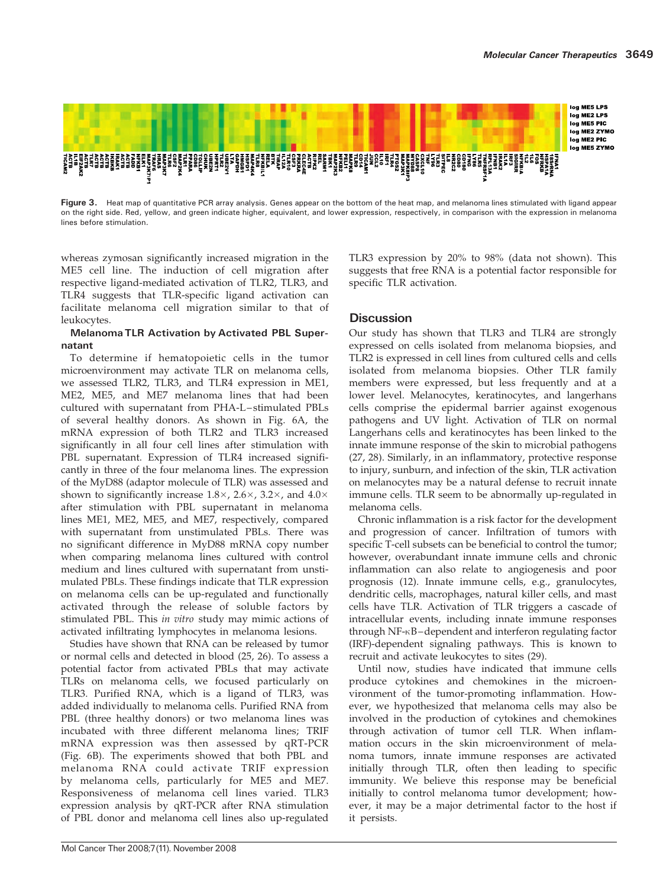Figure 3. Heat map of quantitative PCR array analysis. Genes appear on the bottom of the heat map, and melanoma lines stimulated with ligand appear on the right side. Red, yellow, and green indicate higher, equivalent, and lower expression, respectively, in comparison with the expression in melanoma lines before stimulation.

whereas zymosan significantly increased migration in the ME5 cell line. The induction of cell migration after respective ligand-mediated activation of TLR2, TLR3, and TLR4 suggests that TLR-specific ligand activation can facilitate melanoma cell migration similar to that of leukocytes.

**Melanoma TLR Activation by Activated PBL Supernatant**

To determine if hematopoietic cells in the tumor microenvironment may activate TLR on melanoma cells, we assessed TLR2, TLR3, and TLR4 expression in ME1, ME2, ME5, and ME7 melanoma lines that had been cultured with supernatant from PHA-L–stimulated PBLs of several healthy donors. As shown in Fig. 6A, the mRNA expression of both TLR2 and TLR3 increased significantly in all four cell lines after stimulation with PBL supernatant. Expression of TLR4 increased significantly in three of the four melanoma lines. The expression of the MyD88 (adaptor molecule of TLR) was assessed and shown to significantly increase 1.8×, 2.6×, 3.2×, and 4.0× after stimulation with PBL supernatant in melanoma lines ME1, ME2, ME5, and ME7, respectively, compared with supernatant from unstimulated PBLs. There was no significant difference in MyD88 mRNA copy number when comparing melanoma lines cultured with control medium and lines cultured with supernatant from unstimulated PBLs. These findings indicate that TLR expression on melanoma cells can be up-regulated and functionally activated through the release of soluble factors by stimulated PBL. This *in vitro* study may mimic actions of activated infiltrating lymphocytes in melanoma lesions.

Studies have shown that RNA can be released by tumor or normal cells and detected in blood (25, 26). To assess a potential factor from activated PBLs that may activate TLRs on melanoma cells, we focused particularly on TLR3. Purified RNA, which is a ligand of TLR3, was added individually to melanoma cells. Purified RNA from PBL (three healthy donors) or two melanoma lines was incubated with three different melanoma lines; TRIF mRNA expression was then assessed by qRT-PCR (Fig. 6B). The experiments showed that both PBL and melanoma RNA could activate TRIF expression by melanoma cells, particularly for ME5 and ME7. Responsiveness of melanoma cell lines varied. TLR3 expression analysis by qRT-PCR after RNA stimulation of PBL donor and melanoma cell lines also up-regulated TLR3 expression by 20% to 98% (data not shown). This suggests that free RNA is a potential factor responsible for specific TLR activation.

## Discussion

Our study has shown that TLR3 and TLR4 are strongly expressed on cells isolated from melanoma biopsies, and TLR2 is expressed in cell lines from cultured cells and cells isolated from melanoma biopsies. Other TLR family members were expressed, but less frequently and at a lower level. Melanocytes, keratinocytes, and langerhans cells comprise the epidermal barrier against exogenous pathogens and UV light. Activation of TLR on normal Langerhans cells and keratinocytes has been linked to the innate immune response of the skin to microbial pathogens (27, 28). Similarly, in an inflammatory, protective response to injury, sunburn, and infection of the skin, TLR activation on melanocytes may be a natural defense to recruit innate immune cells. TLR seem to be abnormally up-regulated in melanoma cells.

Chronic inflammation is a risk factor for the development and progression of cancer. Infiltration of tumors with specific T-cell subsets can be beneficial to control the tumor; however, overabundant innate immune cells and chronic inflammation can also relate to angiogenesis and poor prognosis (12). Innate immune cells, e.g., granulocytes, dendritic cells, macrophages, natural killer cells, and mast cells have TLR. Activation of TLR triggers a cascade of intracellular events, including innate immune responses through NF-κB–dependent and interferon regulating factor (IRF)-dependent signaling pathways. This is known to recruit and activate leukocytes to sites (29).

Until now, studies have indicated that immune cells produce cytokines and chemokines in the microenvironment of the tumor-promoting inflammation. However, we hypothesized that melanoma cells may also be involved in the production of cytokines and chemokines through activation of tumor cell TLR. When inflammation occurs in the skin microenvironment of melanoma tumors, innate immune responses are activated initially through TLR, often then leading to specific immunity. We believe this response may be beneficial initially to control melanoma tumor development; however, it may be a major detrimental factor to the host if it persists.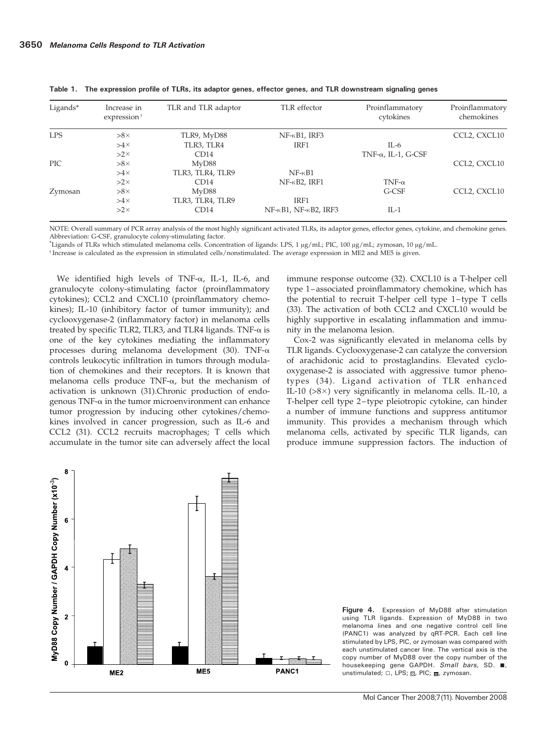**Table 1. The expression profile of TLRs, its adaptor genes, effector genes, and TLR downstream signaling genes**

| Ligands* | Increase in expression† | TLR and TLR adaptor | TLR effector | Proinflammatory cytokines | Proinflammatory chemokines |
|---|---|---|---|---|---|
| LPS | >8× | TLR9, MyD88 | NF-κB1, IRF3 | | CCL2, CXCL10 |
| | >4× | TLR3, TLR4 | IRF1 | IL-6 | |
| | >2× | CD14 | | TNF-α, IL-1, G-CSF | |
| PIC | >8× | MyD88 | | | CCL2, CXCL10 |
| | >4× | TLR3, TLR4, TLR9 | NF-κB1 | | |
| | >2× | CD14 | NF-κB2, IRF1 | TNF-α | |
| Zymosan | >8× | MyD88 | | G-CSF | CCL2, CXCL10 |
| | >4× | TLR3, TLR4, TLR9 | IRF1 | | |
| | >2× | CD14 | NF-κB1, NF-κB2, IRF3 | IL-1 | |

NOTE: Overall summary of PCR array analysis of the most highly significant activated TLRs, its adaptor genes, effector genes, cytokine, and chemokine genes. Abbreviation: G-CSF, granulocyte colony-stimulating factor.

*Ligands of TLRs which stimulated melanoma cells. Concentration of ligands: LPS, 1 μg/mL; PIC, 100 μg/mL; zymosan, 10 μg/mL.

†Increase is calculated as the expression in stimulated cells/nonstimulated. The average expression in ME2 and ME5 is given.

We identified high levels of TNF-α, IL-1, IL-6, and granulocyte colony-stimulating factor (proinflammatory cytokines); CCL2 and CXCL10 (proinflammatory chemokines); IL-10 (inhibitory factor of tumor immunity); and cyclooxygenase-2 (inflammatory factor) in melanoma cells treated by specific TLR2, TLR3, and TLR4 ligands. TNF-α is one of the key cytokines mediating the inflammatory processes during melanoma development (30). TNF-α controls leukocytic infiltration in tumors through modulation of chemokines and their receptors. It is known that melanoma cells produce TNF-α, but the mechanism of activation is unknown (31).Chronic production of endogenous TNF-α in the tumor microenvironment can enhance tumor progression by inducing other cytokines/chemokines involved in cancer progression, such as IL-6 and CCL2 (31). CCL2 recruits macrophages; T cells which accumulate in the tumor site can adversely affect the local immune response outcome (32). CXCL10 is a T-helper cell type 1–associated proinflammatory chemokine, which has the potential to recruit T-helper cell type 1–type T cells (33). The activation of both CCL2 and CXCL10 would be highly supportive in escalating inflammation and immunity in the melanoma lesion.

Cox-2 was significantly elevated in melanoma cells by TLR ligands. Cyclooxygenase-2 can catalyze the conversion of arachidonic acid to prostaglandins. Elevated cyclooxygenase-2 is associated with aggressive tumor phenotypes (34). Ligand activation of TLR enhanced IL-10 (>8×) very significantly in melanoma cells. IL-10, a T-helper cell type 2–type pleiotropic cytokine, can hinder a number of immune functions and suppress antitumor immunity. This provides a mechanism through which melanoma cells, activated by specific TLR ligands, can produce immune suppression factors. The induction of

**Figure 4.** Expression of MyD88 after stimulation using TLR ligands. Expression of MyD88 in two melanoma lines and one negative control cell line (PANC1) was analyzed by qRT-PCR. Each cell line stimulated by LPS, PIC, or zymosan was compared with each unstimulated cancer line. The vertical axis is the copy number of MyD88 over the copy number of the housekeeping gene GAPDH. *Small bars,* SD. ■, unstimulated; □, LPS; ▧, PIC; ▤, zymosan.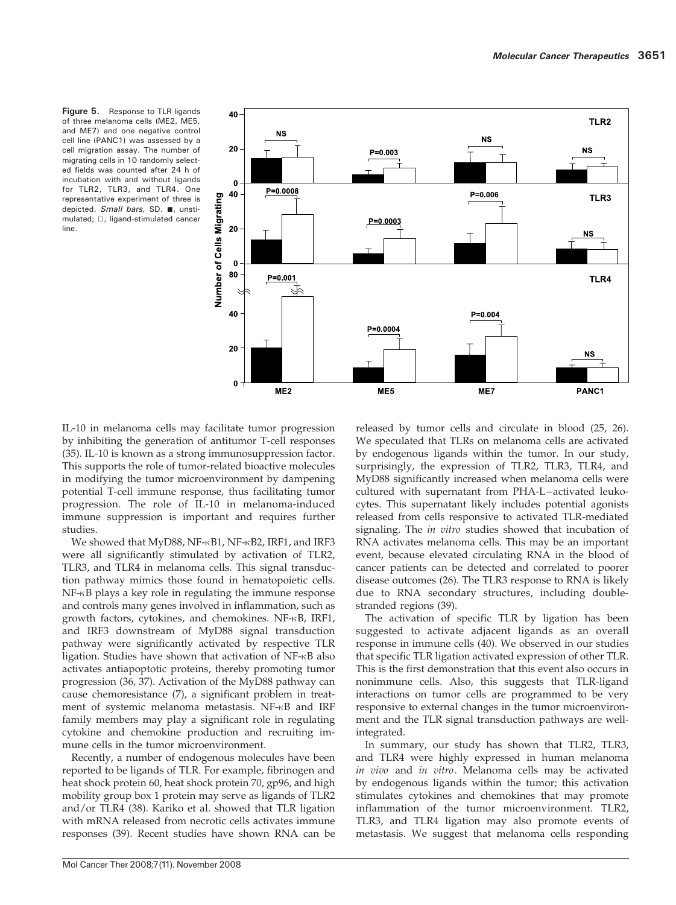**Figure 5.** Response to TLR ligands of three melanoma cells (ME2, ME5, and ME7) and one negative control cell line (PANC1) was assessed by a cell migration assay. The number of migrating cells in 10 randomly selected fields was counted after 24 h of incubation with and without ligands for TLR2, TLR3, and TLR4. One representative experiment of three is depicted. *Small bars*, SD. ■, unstimulated; □, ligand-stimulated cancer line.

IL-10 in melanoma cells may facilitate tumor progression by inhibiting the generation of antitumor T-cell responses (35). IL-10 is known as a strong immunosuppression factor. This supports the role of tumor-related bioactive molecules in modifying the tumor microenvironment by dampening potential T-cell immune response, thus facilitating tumor progression. The role of IL-10 in melanoma-induced immune suppression is important and requires further studies.

We showed that MyD88, NF-κB1, NF-κB2, IRF1, and IRF3 were all significantly stimulated by activation of TLR2, TLR3, and TLR4 in melanoma cells. This signal transduction pathway mimics those found in hematopoietic cells. NF-κB plays a key role in regulating the immune response and controls many genes involved in inflammation, such as growth factors, cytokines, and chemokines. NF-κB, IRF1, and IRF3 downstream of MyD88 signal transduction pathway were significantly activated by respective TLR ligation. Studies have shown that activation of NF-κB also activates antiapoptotic proteins, thereby promoting tumor progression (36, 37). Activation of the MyD88 pathway can cause chemoresistance (7), a significant problem in treatment of systemic melanoma metastasis. NF-κB and IRF family members may play a significant role in regulating cytokine and chemokine production and recruiting immune cells in the tumor microenvironment.

Recently, a number of endogenous molecules have been reported to be ligands of TLR. For example, fibrinogen and heat shock protein 60, heat shock protein 70, gp96, and high mobility group box 1 protein may serve as ligands of TLR2 and/or TLR4 (38). Kariko et al. showed that TLR ligation with mRNA released from necrotic cells activates immune responses (39). Recent studies have shown RNA can be released by tumor cells and circulate in blood (25, 26). We speculated that TLRs on melanoma cells are activated by endogenous ligands within the tumor. In our study, surprisingly, the expression of TLR2, TLR3, TLR4, and MyD88 significantly increased when melanoma cells were cultured with supernatant from PHA-L–activated leukocytes. This supernatant likely includes potential agonists released from cells responsive to activated TLR-mediated signaling. The *in vitro* studies showed that incubation of RNA activates melanoma cells. This may be an important event, because elevated circulating RNA in the blood of cancer patients can be detected and correlated to poorer disease outcomes (26). The TLR3 response to RNA is likely due to RNA secondary structures, including double-stranded regions (39).

The activation of specific TLR by ligation has been suggested to activate adjacent ligands as an overall response in immune cells (40). We observed in our studies that specific TLR ligation activated expression of other TLR. This is the first demonstration that this event also occurs in nonimmune cells. Also, this suggests that TLR-ligand interactions on tumor cells are programmed to be very responsive to external changes in the tumor microenvironment and the TLR signal transduction pathways are well-integrated.

In summary, our study has shown that TLR2, TLR3, and TLR4 were highly expressed in human melanoma *in vivo* and *in vitro*. Melanoma cells may be activated by endogenous ligands within the tumor; this activation stimulates cytokines and chemokines that may promote inflammation of the tumor microenvironment. TLR2, TLR3, and TLR4 ligation may also promote events of metastasis. We suggest that melanoma cells responding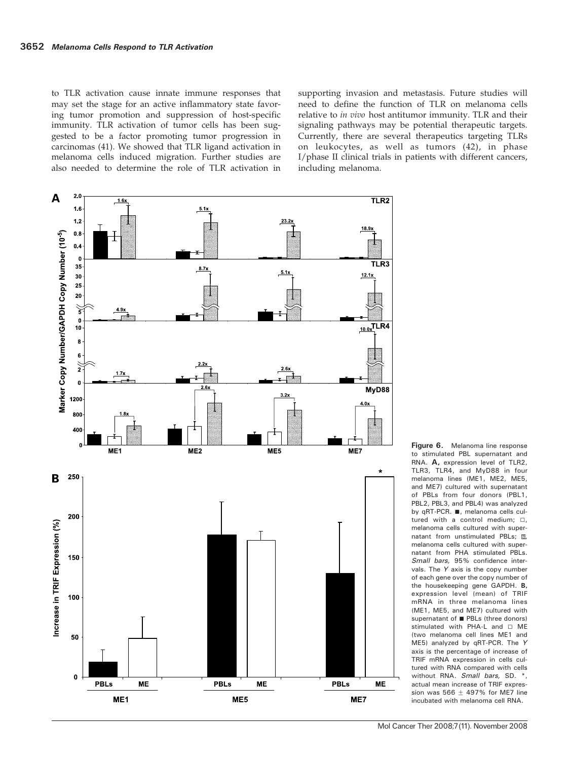to TLR activation cause innate immune responses that may set the stage for an active inflammatory state favoring tumor promotion and suppression of host-specific immunity. TLR activation of tumor cells has been suggested to be a factor promoting tumor progression in carcinomas (41). We showed that TLR ligand activation in melanoma cells induced migration. Further studies are also needed to determine the role of TLR activation in supporting invasion and metastasis. Future studies will need to define the function of TLR on melanoma cells relative to *in vivo* host antitumor immunity. TLR and their signaling pathways may be potential therapeutic targets. Currently, there are several therapeutics targeting TLRs on leukocytes, as well as tumors (42), in phase I/phase II clinical trials in patients with different cancers, including melanoma.

**Figure 6.** Melanoma line response to stimulated PBL supernatant and RNA. **A,** expression level of TLR2, TLR3, TLR4, and MyD88 in four melanoma lines (ME1, ME2, ME5, and ME7) cultured with supernatant of PBLs from four donors (PBL1, PBL2, PBL3, and PBL4) was analyzed by qRT-PCR. ■, melanoma cells cultured with a control medium; □, melanoma cells cultured with supernatant from unstimulated PBLs; ▧, melanoma cells cultured with supernatant from PHA stimulated PBLs. *Small bars,* 95% confidence intervals. The *Y* axis is the copy number of each gene over the copy number of the housekeeping gene GAPDH. **B,** expression level (mean) of TRIF mRNA in three melanoma lines (ME1, ME5, and ME7) cultured with supernatant of ■ PBLs (three donors) stimulated with PHA-L and □ ME (two melanoma cell lines ME1 and ME5) analyzed by qRT-PCR. The *Y* axis is the percentage of increase of TRIF mRNA expression in cells cultured with RNA compared with cells without RNA. *Small bars,* SD. *, actual mean increase of TRIF expression was 566 ± 497% for ME7 line incubated with melanoma cell RNA.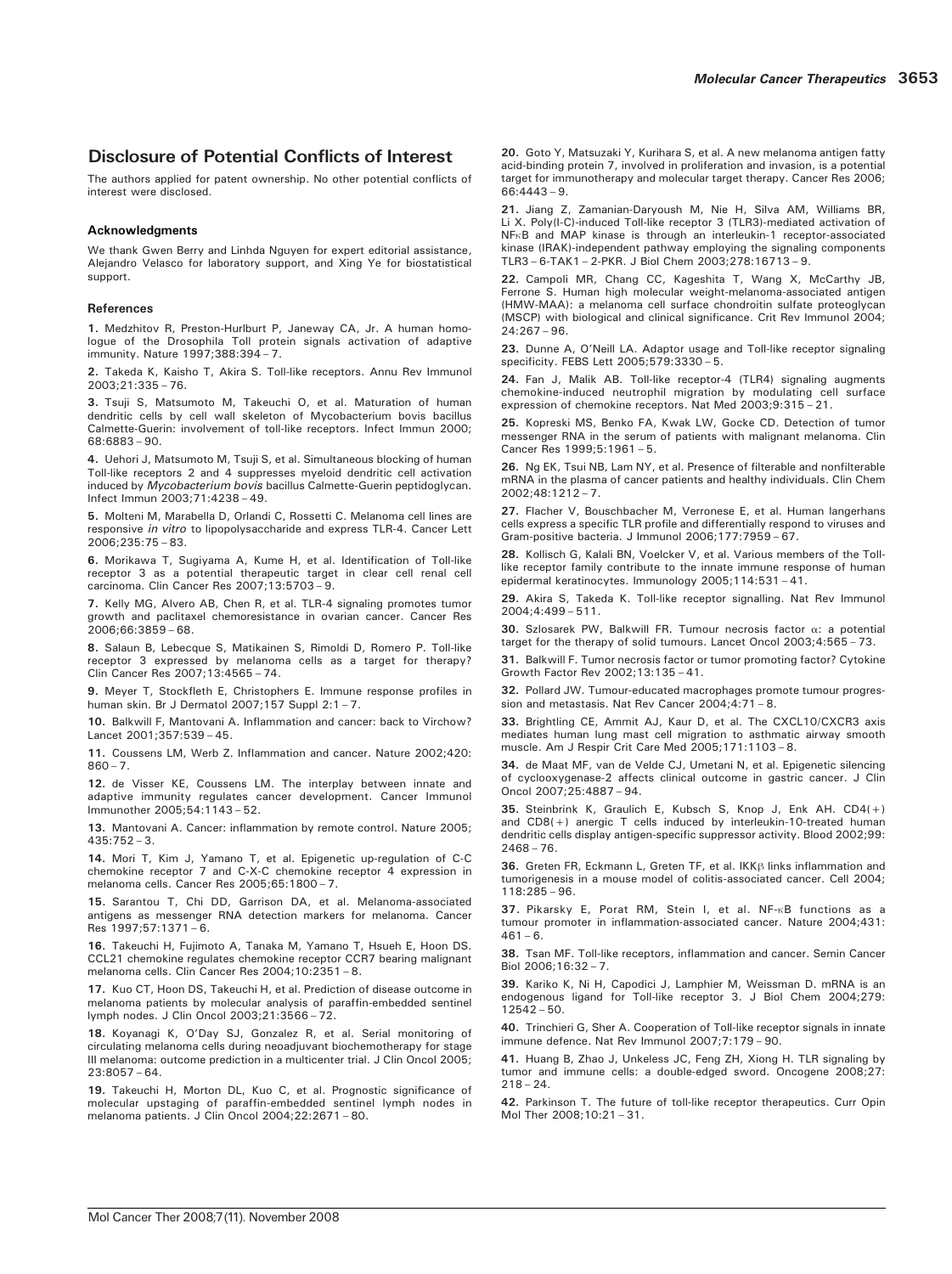## Disclosure of Potential Conflicts of Interest

The authors applied for patent ownership. No other potential conflicts of interest were disclosed.

### Acknowledgments

We thank Gwen Berry and Linhda Nguyen for expert editorial assistance, Alejandro Velasco for laboratory support, and Xing Ye for biostatistical support.

### References

1. Medzhitov R, Preston-Hurlburt P, Janeway CA, Jr. A human homologue of the Drosophila Toll protein signals activation of adaptive immunity. Nature 1997;388:394 – 7.

2. Takeda K, Kaisho T, Akira S. Toll-like receptors. Annu Rev Immunol 2003;21:335 – 76.

3. Tsuji S, Matsumoto M, Takeuchi O, et al. Maturation of human dendritic cells by cell wall skeleton of Mycobacterium bovis bacillus Calmette-Guerin: involvement of toll-like receptors. Infect Immun 2000; 68:6883 – 90.

4. Uehori J, Matsumoto M, Tsuji S, et al. Simultaneous blocking of human Toll-like receptors 2 and 4 suppresses myeloid dendritic cell activation induced by *Mycobacterium bovis* bacillus Calmette-Guerin peptidoglycan. Infect Immun 2003;71:4238 – 49.

5. Molteni M, Marabella D, Orlandi C, Rossetti C. Melanoma cell lines are responsive *in vitro* to lipopolysaccharide and express TLR-4. Cancer Lett 2006;235:75 – 83.

6. Morikawa T, Sugiyama A, Kume H, et al. Identification of Toll-like receptor 3 as a potential therapeutic target in clear cell renal cell carcinoma. Clin Cancer Res 2007;13:5703 – 9.

7. Kelly MG, Alvero AB, Chen R, et al. TLR-4 signaling promotes tumor growth and paclitaxel chemoresistance in ovarian cancer. Cancer Res 2006;66:3859 – 68.

8. Salaun B, Lebecque S, Matikainen S, Rimoldi D, Romero P. Toll-like receptor 3 expressed by melanoma cells as a target for therapy? Clin Cancer Res 2007;13:4565 – 74.

9. Meyer T, Stockfleth E, Christophers E. Immune response profiles in human skin. Br J Dermatol 2007;157 Suppl 2:1 – 7.

10. Balkwill F, Mantovani A. Inflammation and cancer: back to Virchow? Lancet 2001;357:539 – 45.

11. Coussens LM, Werb Z. Inflammation and cancer. Nature 2002;420: 860 – 7.

12. de Visser KE, Coussens LM. The interplay between innate and adaptive immunity regulates cancer development. Cancer Immunol Immunother 2005;54:1143 – 52.

13. Mantovani A. Cancer: inflammation by remote control. Nature 2005; 435:752 – 3.

14. Mori T, Kim J, Yamano T, et al. Epigenetic up-regulation of C-C chemokine receptor 7 and C-X-C chemokine receptor 4 expression in melanoma cells. Cancer Res 2005;65:1800 – 7.

15. Sarantou T, Chi DD, Garrison DA, et al. Melanoma-associated antigens as messenger RNA detection markers for melanoma. Cancer Res 1997;57:1371 – 6.

16. Takeuchi H, Fujimoto A, Tanaka M, Yamano T, Hsueh E, Hoon DS. CCL21 chemokine regulates chemokine receptor CCR7 bearing malignant melanoma cells. Clin Cancer Res 2004;10:2351 – 8.

17. Kuo CT, Hoon DS, Takeuchi H, et al. Prediction of disease outcome in melanoma patients by molecular analysis of paraffin-embedded sentinel lymph nodes. J Clin Oncol 2003;21:3566 – 72.

18. Koyanagi K, O'Day SJ, Gonzalez R, et al. Serial monitoring of circulating melanoma cells during neoadjuvant biochemotherapy for stage III melanoma: outcome prediction in a multicenter trial. J Clin Oncol 2005; 23:8057 – 64.

19. Takeuchi H, Morton DL, Kuo C, et al. Prognostic significance of molecular upstaging of paraffin-embedded sentinel lymph nodes in melanoma patients. J Clin Oncol 2004;22:2671 – 80.

20. Goto Y, Matsuzaki Y, Kurihara S, et al. A new melanoma antigen fatty acid-binding protein 7, involved in proliferation and invasion, is a potential target for immunotherapy and molecular target therapy. Cancer Res 2006; 66:4443 – 9.

21. Jiang Z, Zamanian-Daryoush M, Nie H, Silva AM, Williams BR, Li X. Poly(I-C)-induced Toll-like receptor 3 (TLR3)-mediated activation of NFκB and MAP kinase is through an interleukin-1 receptor-associated kinase (IRAK)-independent pathway employing the signaling components TLR3 – 6-TAK1 – 2-PKR. J Biol Chem 2003;278:16713 – 9.

22. Campoli MR, Chang CC, Kageshita T, Wang X, McCarthy JB, Ferrone S. Human high molecular weight-melanoma-associated antigen (HMW-MAA): a melanoma cell surface chondroitin sulfate proteoglycan (MSCP) with biological and clinical significance. Crit Rev Immunol 2004; 24:267 – 96.

23. Dunne A, O'Neill LA. Adaptor usage and Toll-like receptor signaling specificity. FEBS Lett 2005;579:3330 – 5.

24. Fan J, Malik AB. Toll-like receptor-4 (TLR4) signaling augments chemokine-induced neutrophil migration by modulating cell surface expression of chemokine receptors. Nat Med 2003;9:315 – 21.

25. Kopreski MS, Benko FA, Kwak LW, Gocke CD. Detection of tumor messenger RNA in the serum of patients with malignant melanoma. Clin Cancer Res 1999;5:1961 – 5.

26. Ng EK, Tsui NB, Lam NY, et al. Presence of filterable and nonfilterable mRNA in the plasma of cancer patients and healthy individuals. Clin Chem 2002;48:1212 – 7.

27. Flacher V, Bouschbacher M, Verronese E, et al. Human langerhans cells express a specific TLR profile and differentially respond to viruses and Gram-positive bacteria. J Immunol 2006;177:7959 – 67.

28. Kollisch G, Kalali BN, Voelcker V, et al. Various members of the Toll-like receptor family contribute to the innate immune response of human epidermal keratinocytes. Immunology 2005;114:531 – 41.

29. Akira S, Takeda K. Toll-like receptor signalling. Nat Rev Immunol 2004;4:499 – 511.

30. Szlosarek PW, Balkwill FR. Tumour necrosis factor α: a potential target for the therapy of solid tumours. Lancet Oncol 2003;4:565 – 73.

31. Balkwill F. Tumor necrosis factor or tumor promoting factor? Cytokine Growth Factor Rev 2002;13:135 – 41.

32. Pollard JW. Tumour-educated macrophages promote tumour progression and metastasis. Nat Rev Cancer 2004;4:71 – 8.

33. Brightling CE, Ammit AJ, Kaur D, et al. The CXCL10/CXCR3 axis mediates human lung mast cell migration to asthmatic airway smooth muscle. Am J Respir Crit Care Med 2005;171:1103 – 8.

34. de Maat MF, van de Velde CJ, Umetani N, et al. Epigenetic silencing of cyclooxygenase-2 affects clinical outcome in gastric cancer. J Clin Oncol 2007;25:4887 – 94.

35. Steinbrink K, Graulich E, Kubsch S, Knop J, Enk AH. CD4(+) and CD8(+) anergic T cells induced by interleukin-10-treated human dendritic cells display antigen-specific suppressor activity. Blood 2002;99: 2468 – 76.

36. Greten FR, Eckmann L, Greten TF, et al. IKKβ links inflammation and tumorigenesis in a mouse model of colitis-associated cancer. Cell 2004; 118:285 – 96.

37. Pikarsky E, Porat RM, Stein I, et al. NF-κB functions as a tumour promoter in inflammation-associated cancer. Nature 2004;431: 461 – 6.

38. Tsan MF. Toll-like receptors, inflammation and cancer. Semin Cancer Biol 2006;16:32 – 7.

39. Kariko K, Ni H, Capodici J, Lamphier M, Weissman D. mRNA is an endogenous ligand for Toll-like receptor 3. J Biol Chem 2004;279: 12542 – 50.

40. Trinchieri G, Sher A. Cooperation of Toll-like receptor signals in innate immune defence. Nat Rev Immunol 2007;7:179 – 90.

41. Huang B, Zhao J, Unkeless JC, Feng ZH, Xiong H. TLR signaling by tumor and immune cells: a double-edged sword. Oncogene 2008;27: 218 – 24.

42. Parkinson T. The future of toll-like receptor therapeutics. Curr Opin Mol Ther 2008;10:21 – 31.